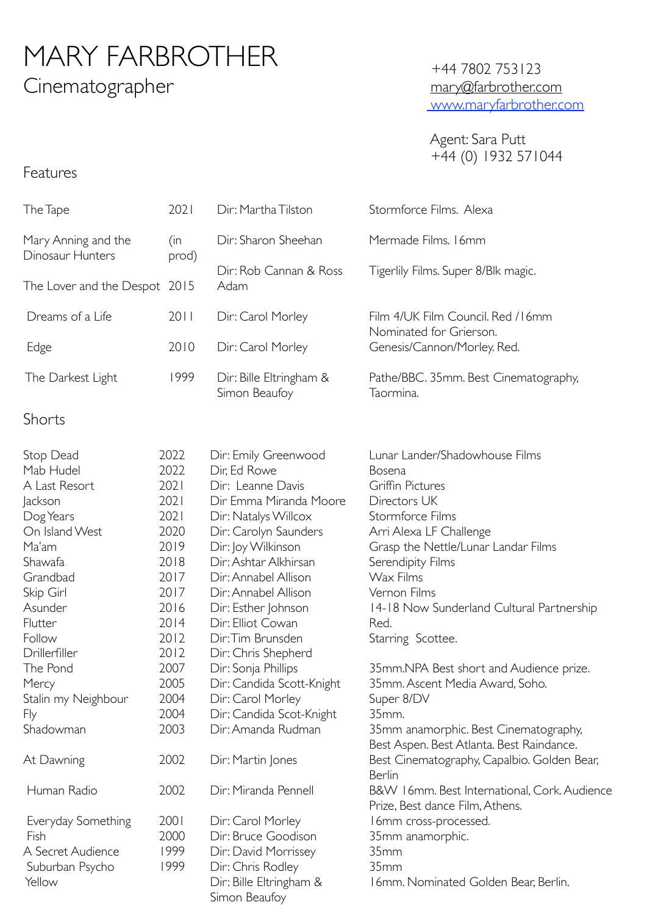# MARY FARBROTHER

## Cinematographer

+44 7802 753123
mary@farbrother.com
www.maryfarbrother.com

Agent: Sara Putt
+44 (0) 1932 571044

## Features

| | | | |
|---|---|---|---|
| The Tape | 2021 | Dir: Martha Tilston | Stormforce Films. Alexa |
| Mary Anning and the Dinosaur Hunters | (in prod) | Dir: Sharon Sheehan | Mermade Films. 16mm |
| The Lover and the Despot | 2015 | Dir: Rob Cannan & Ross Adam | Tigerlily Films. Super 8/Blk magic. |
| Dreams of a Life | 2011 | Dir: Carol Morley | Film 4/UK Film Council. Red /16mm Nominated for Grierson. |
| Edge | 2010 | Dir: Carol Morley | Genesis/Cannon/Morley. Red. |
| The Darkest Light | 1999 | Dir: Bille Eltringham & Simon Beaufoy | Pathe/BBC. 35mm. Best Cinematography, Taormina. |

## Shorts

| | | | |
|---|---|---|---|
| Stop Dead | 2022 | Dir: Emily Greenwood | Lunar Lander/Shadowhouse Films |
| Mab Hudel | 2022 | Dir, Ed Rowe | Bosena |
| A Last Resort | 2021 | Dir: Leanne Davis | Griffin Pictures |
| Jackson | 2021 | Dir Emma Miranda Moore | Directors UK |
| Dog Years | 2021 | Dir: Natalys Willcox | Stormforce Films |
| On Island West | 2020 | Dir: Carolyn Saunders | Arri Alexa LF Challenge |
| Ma'am | 2019 | Dir: Joy Wilkinson | Grasp the Nettle/Lunar Landar Films |
| Shawafa | 2018 | Dir: Ashtar Alkhirsan | Serendipity Films |
| Grandbad | 2017 | Dir: Annabel Allison | Wax Films |
| Skip Girl | 2017 | Dir: Annabel Allison | Vernon Films |
| Asunder | 2016 | Dir: Esther Johnson | 14-18 Now Sunderland Cultural Partnership |
| Flutter | 2014 | Dir: Elliot Cowan | Red. |
| Follow | 2012 | Dir: Tim Brunsden | Starring Scottee. |
| Drillerfiller | 2012 | Dir: Chris Shepherd | |
| The Pond | 2007 | Dir: Sonja Phillips | 35mm.NPA Best short and Audience prize. |
| Mercy | 2005 | Dir: Candida Scott-Knight | 35mm. Ascent Media Award, Soho. |
| Stalin my Neighbour | 2004 | Dir: Carol Morley | Super 8/DV |
| Fly | 2004 | Dir: Candida Scot-Knight | 35mm. |
| Shadowman | 2003 | Dir: Amanda Rudman | 35mm anamorphic. Best Cinematography, Best Aspen. Best Atlanta. Best Raindance. |
| At Dawning | 2002 | Dir: Martin Jones | Best Cinematography, Capalbio. Golden Bear, Berlin |
| Human Radio | 2002 | Dir: Miranda Pennell | B&W 16mm. Best International, Cork. Audience Prize, Best dance Film, Athens. |
| Everyday Something | 2001 | Dir: Carol Morley | 16mm cross-processed. |
| Fish | 2000 | Dir: Bruce Goodison | 35mm anamorphic. |
| A Secret Audience | 1999 | Dir: David Morrissey | 35mm |
| Suburban Psycho | 1999 | Dir: Chris Rodley | 35mm |
| Yellow | | Dir: Bille Eltringham & Simon Beaufoy | 16mm. Nominated Golden Bear, Berlin. |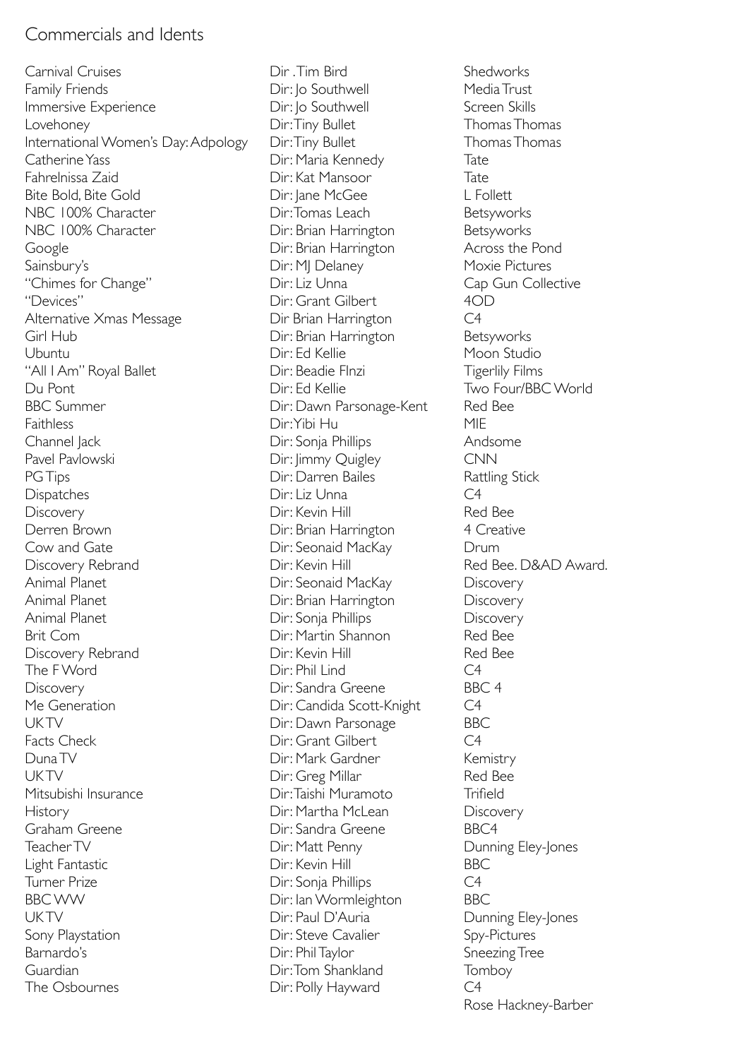## Commercials and Idents

| | | |
|---|---|---|
| Carnival Cruises | Dir .Tim Bird | Shedworks |
| Family Friends | Dir: Jo Southwell | Media Trust |
| Immersive Experience | Dir: Jo Southwell | Screen Skills |
| Lovehoney | Dir: Tiny Bullet | Thomas Thomas |
| International Women's Day: Adpology | Dir: Tiny Bullet | Thomas Thomas |
| Catherine Yass | Dir: Maria Kennedy | Tate |
| Fahrelnissa Zaid | Dir: Kat Mansoor | Tate |
| Bite Bold, Bite Gold | Dir: Jane McGee | L Follett |
| NBC 100% Character | Dir: Tomas Leach | Betsyworks |
| NBC 100% Character | Dir: Brian Harrington | Betsyworks |
| Google | Dir: Brian Harrington | Across the Pond |
| Sainsbury's | Dir: MJ Delaney | Moxie Pictures |
| "Chimes for Change" | Dir: Liz Unna | Cap Gun Collective |
| "Devices" | Dir: Grant Gilbert | 4OD |
| Alternative Xmas Message | Dir Brian Harrington | C4 |
| Girl Hub | Dir: Brian Harrington | Betsyworks |
| Ubuntu | Dir: Ed Kellie | Moon Studio |
| "All I Am" Royal Ballet | Dir: Beadie FInzi | Tigerlily Films |
| Du Pont | Dir: Ed Kellie | Two Four/BBC World |
| BBC Summer | Dir: Dawn Parsonage-Kent | Red Bee |
| Faithless | Dir: Yibi Hu | MIE |
| Channel Jack | Dir: Sonja Phillips | Andsome |
| Pavel Pavlowski | Dir: Jimmy Quigley | CNN |
| PG Tips | Dir: Darren Bailes | Rattling Stick |
| Dispatches | Dir: Liz Unna | C4 |
| Discovery | Dir: Kevin Hill | Red Bee |
| Derren Brown | Dir: Brian Harrington | 4 Creative |
| Cow and Gate | Dir: Seonaid MacKay | Drum |
| Discovery Rebrand | Dir: Kevin Hill | Red Bee. D&AD Award. |
| Animal Planet | Dir: Seonaid MacKay | Discovery |
| Animal Planet | Dir: Brian Harrington | Discovery |
| Animal Planet | Dir: Sonja Phillips | Discovery |
| Brit Com | Dir: Martin Shannon | Red Bee |
| Discovery Rebrand | Dir: Kevin Hill | Red Bee |
| The F Word | Dir: Phil Lind | C4 |
| Discovery | Dir: Sandra Greene | BBC 4 |
| Me Generation | Dir: Candida Scott-Knight | C4 |
| UKTV | Dir: Dawn Parsonage | BBC |
| Facts Check | Dir: Grant Gilbert | C4 |
| Duna TV | Dir: Mark Gardner | Kemistry |
| UKTV | Dir: Greg Millar | Red Bee |
| Mitsubishi Insurance | Dir: Taishi Muramoto | Trifield |
| History | Dir: Martha McLean | Discovery |
| Graham Greene | Dir: Sandra Greene | BBC4 |
| Teacher TV | Dir: Matt Penny | Dunning Eley-Jones |
| Light Fantastic | Dir: Kevin Hill | BBC |
| Turner Prize | Dir: Sonja Phillips | C4 |
| BBC WW | Dir: Ian Wormleighton | BBC |
| UKTV | Dir: Paul D'Auria | Dunning Eley-Jones |
| Sony Playstation | Dir: Steve Cavalier | Spy-Pictures |
| Barnardo's | Dir: Phil Taylor | Sneezing Tree |
| Guardian | Dir: Tom Shankland | Tomboy |
| The Osbournes | Dir: Polly Hayward | C4 |
| | | Rose Hackney-Barber |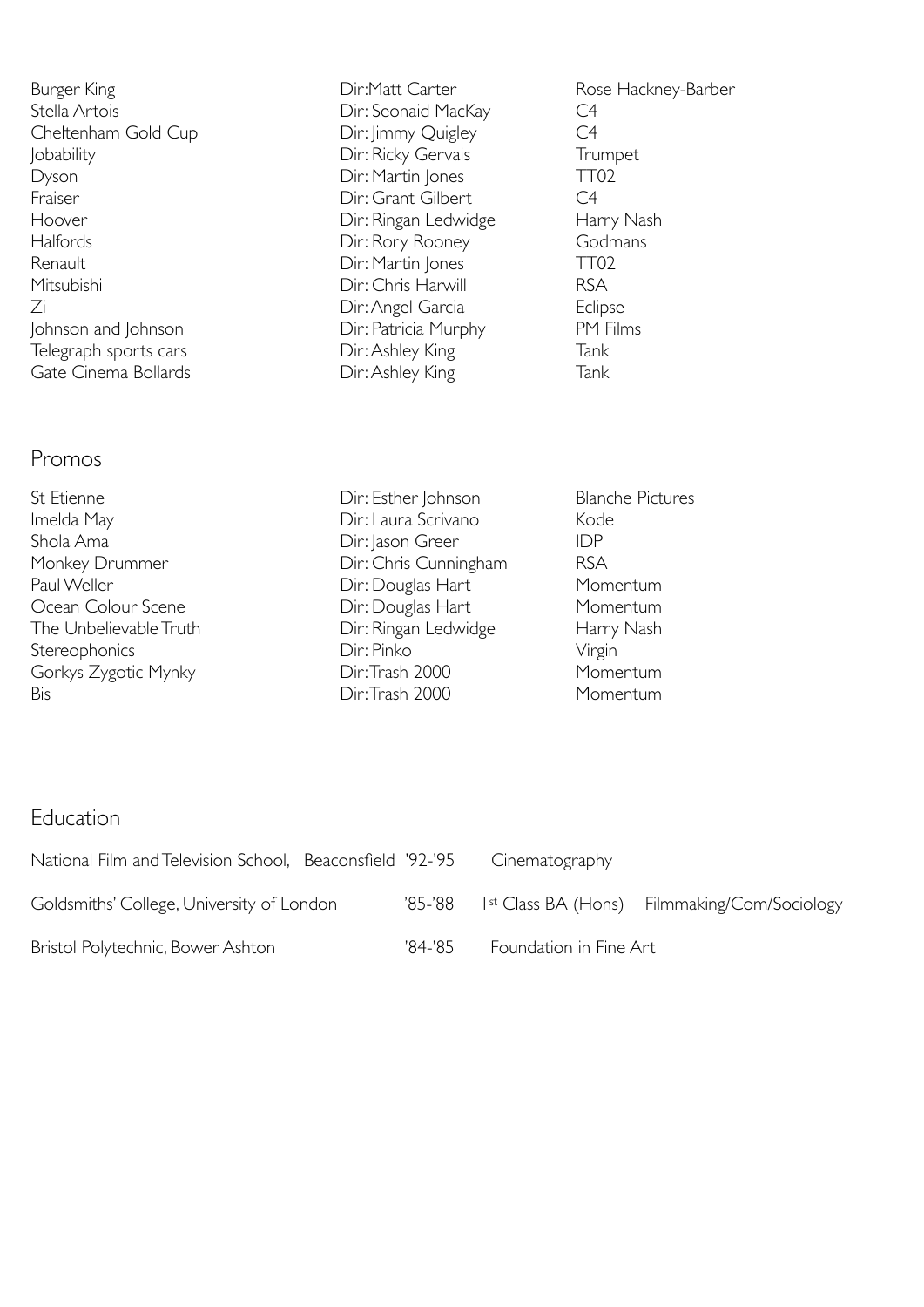| | | |
|---|---|---|
| Burger King | Dir:Matt Carter | Rose Hackney-Barber |
| Stella Artois | Dir: Seonaid MacKay | C4 |
| Cheltenham Gold Cup | Dir: Jimmy Quigley | C4 |
| Jobability | Dir: Ricky Gervais | Trumpet |
| Dyson | Dir: Martin Jones | TT02 |
| Fraiser | Dir: Grant Gilbert | C4 |
| Hoover | Dir: Ringan Ledwidge | Harry Nash |
| Halfords | Dir: Rory Rooney | Godmans |
| Renault | Dir: Martin Jones | TT02 |
| Mitsubishi | Dir: Chris Harwill | RSA |
| Zi | Dir: Angel Garcia | Eclipse |
| Johnson and Johnson | Dir: Patricia Murphy | PM Films |
| Telegraph sports cars | Dir: Ashley King | Tank |
| Gate Cinema Bollards | Dir: Ashley King | Tank |

## Promos

| | | |
|---|---|---|
| St Etienne | Dir: Esther Johnson | Blanche Pictures |
| Imelda May | Dir: Laura Scrivano | Kode |
| Shola Ama | Dir: Jason Greer | IDP |
| Monkey Drummer | Dir: Chris Cunningham | RSA |
| Paul Weller | Dir: Douglas Hart | Momentum |
| Ocean Colour Scene | Dir: Douglas Hart | Momentum |
| The Unbelievable Truth | Dir: Ringan Ledwidge | Harry Nash |
| Stereophonics | Dir: Pinko | Virgin |
| Gorkys Zygotic Mynky | Dir: Trash 2000 | Momentum |
| Bis | Dir: Trash 2000 | Momentum |

## Education

| | | | |
|---|---|---|---|
| National Film and Television School, Beaconsfield | '92-'95 | Cinematography | |
| Goldsmiths' College, University of London | '85-'88 | 1st Class BA (Hons) | Filmmaking/Com/Sociology |
| Bristol Polytechnic, Bower Ashton | '84-'85 | Foundation in Fine Art | |